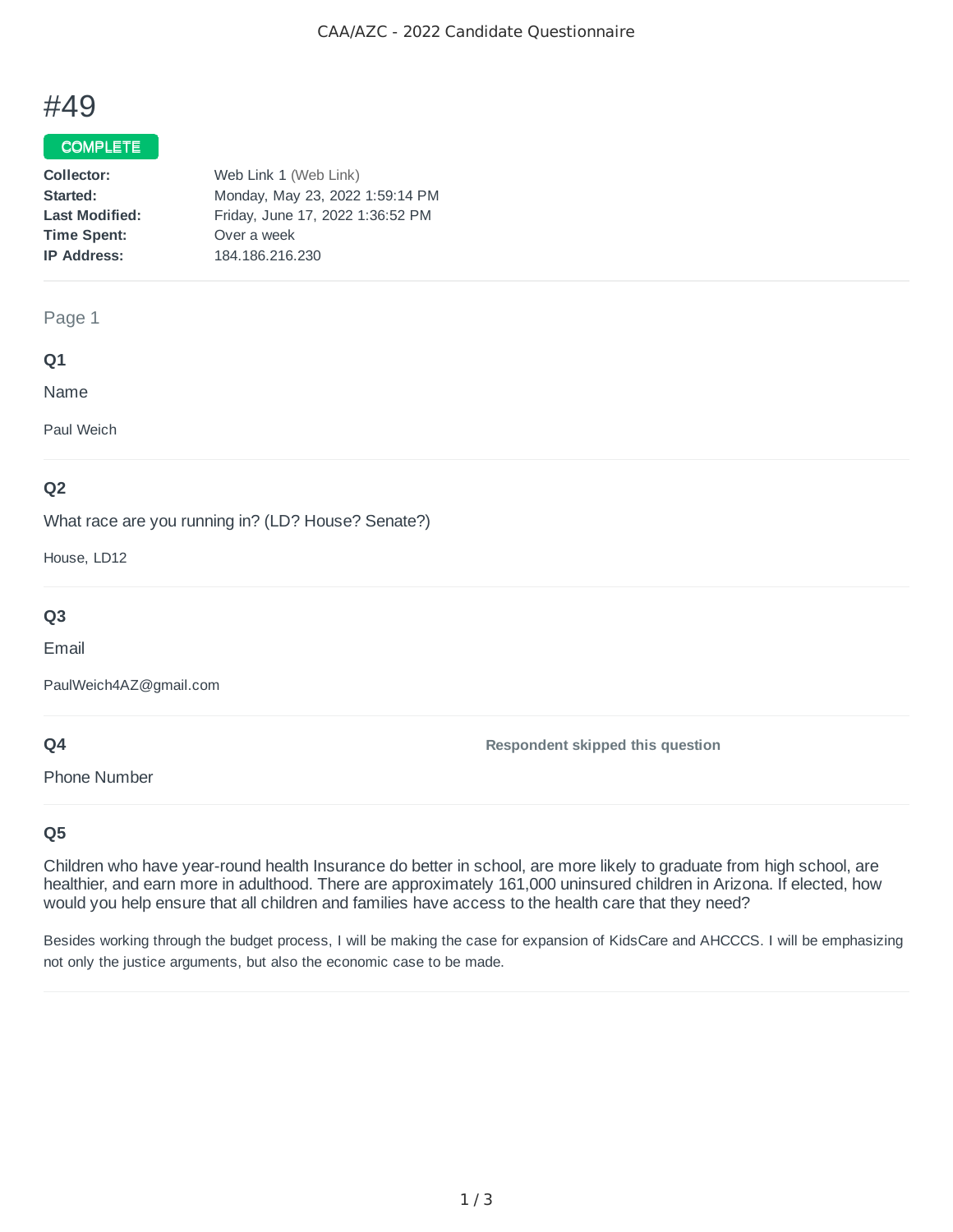# #49

**COMPLETE**

| | |
|---|---|
| **Collector:** | Web Link 1 (Web Link) |
| **Started:** | Monday, May 23, 2022 1:59:14 PM |
| **Last Modified:** | Friday, June 17, 2022 1:36:52 PM |
| **Time Spent:** | Over a week |
| **IP Address:** | 184.186.216.230 |

Page 1

### Q1

Name

Paul Weich

### Q2

What race are you running in? (LD? House? Senate?)

House, LD12

### Q3

Email

PaulWeich4AZ@gmail.com

### Q4

Phone Number

**Respondent skipped this question**

### Q5

Children who have year-round health Insurance do better in school, are more likely to graduate from high school, are healthier, and earn more in adulthood. There are approximately 161,000 uninsured children in Arizona. If elected, how would you help ensure that all children and families have access to the health care that they need?

Besides working through the budget process, I will be making the case for expansion of KidsCare and AHCCCS. I will be emphasizing not only the justice arguments, but also the economic case to be made.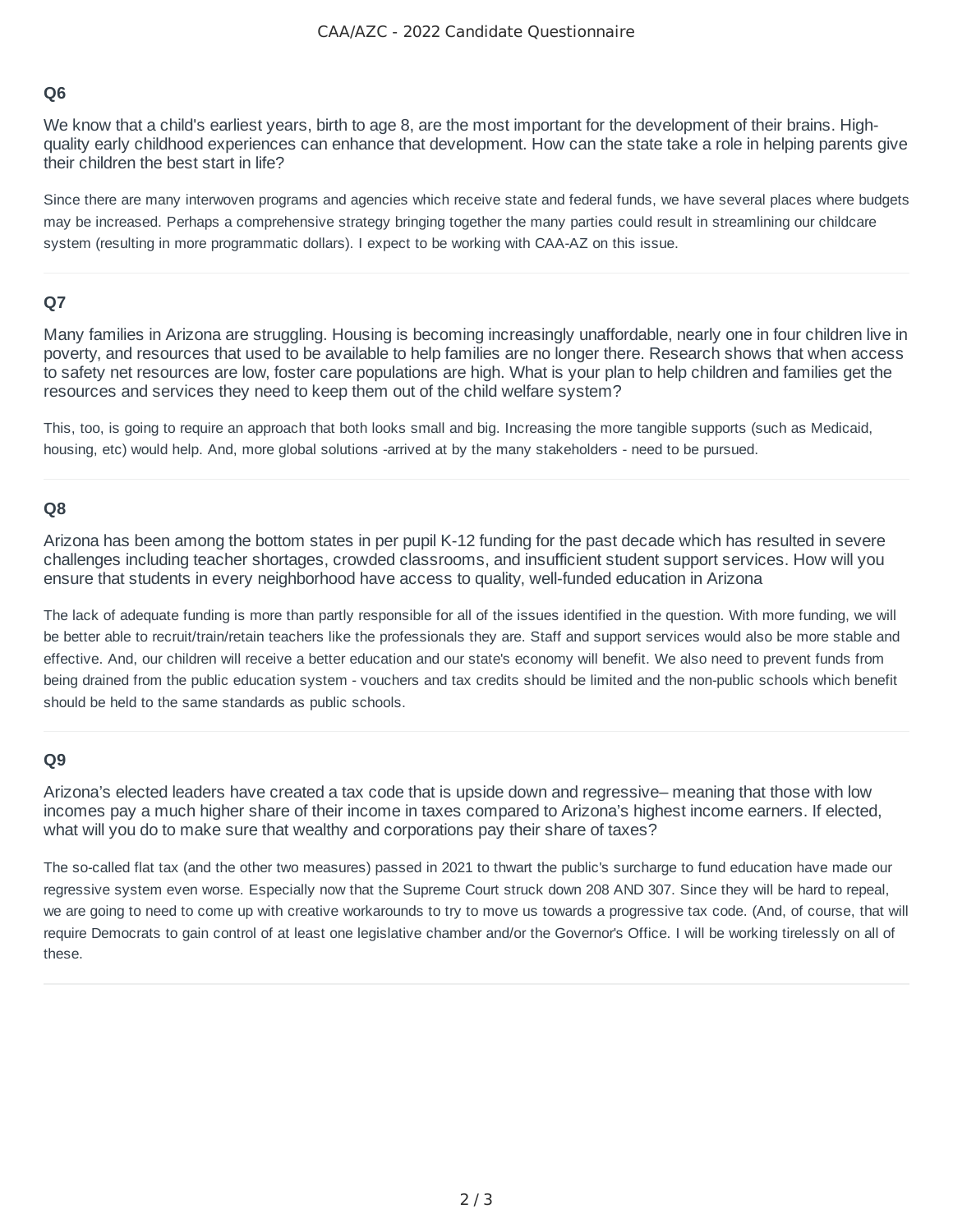### Q6

We know that a child's earliest years, birth to age 8, are the most important for the development of their brains. High-quality early childhood experiences can enhance that development. How can the state take a role in helping parents give their children the best start in life?

Since there are many interwoven programs and agencies which receive state and federal funds, we have several places where budgets may be increased. Perhaps a comprehensive strategy bringing together the many parties could result in streamlining our childcare system (resulting in more programmatic dollars). I expect to be working with CAA-AZ on this issue.

### Q7

Many families in Arizona are struggling. Housing is becoming increasingly unaffordable, nearly one in four children live in poverty, and resources that used to be available to help families are no longer there. Research shows that when access to safety net resources are low, foster care populations are high. What is your plan to help children and families get the resources and services they need to keep them out of the child welfare system?

This, too, is going to require an approach that both looks small and big. Increasing the more tangible supports (such as Medicaid, housing, etc) would help. And, more global solutions -arrived at by the many stakeholders - need to be pursued.

### Q8

Arizona has been among the bottom states in per pupil K-12 funding for the past decade which has resulted in severe challenges including teacher shortages, crowded classrooms, and insufficient student support services. How will you ensure that students in every neighborhood have access to quality, well-funded education in Arizona

The lack of adequate funding is more than partly responsible for all of the issues identified in the question. With more funding, we will be better able to recruit/train/retain teachers like the professionals they are. Staff and support services would also be more stable and effective. And, our children will receive a better education and our state's economy will benefit. We also need to prevent funds from being drained from the public education system - vouchers and tax credits should be limited and the non-public schools which benefit should be held to the same standards as public schools.

### Q9

Arizona's elected leaders have created a tax code that is upside down and regressive– meaning that those with low incomes pay a much higher share of their income in taxes compared to Arizona's highest income earners. If elected, what will you do to make sure that wealthy and corporations pay their share of taxes?

The so-called flat tax (and the other two measures) passed in 2021 to thwart the public's surcharge to fund education have made our regressive system even worse. Especially now that the Supreme Court struck down 208 AND 307. Since they will be hard to repeal, we are going to need to come up with creative workarounds to try to move us towards a progressive tax code. (And, of course, that will require Democrats to gain control of at least one legislative chamber and/or the Governor's Office. I will be working tirelessly on all of these.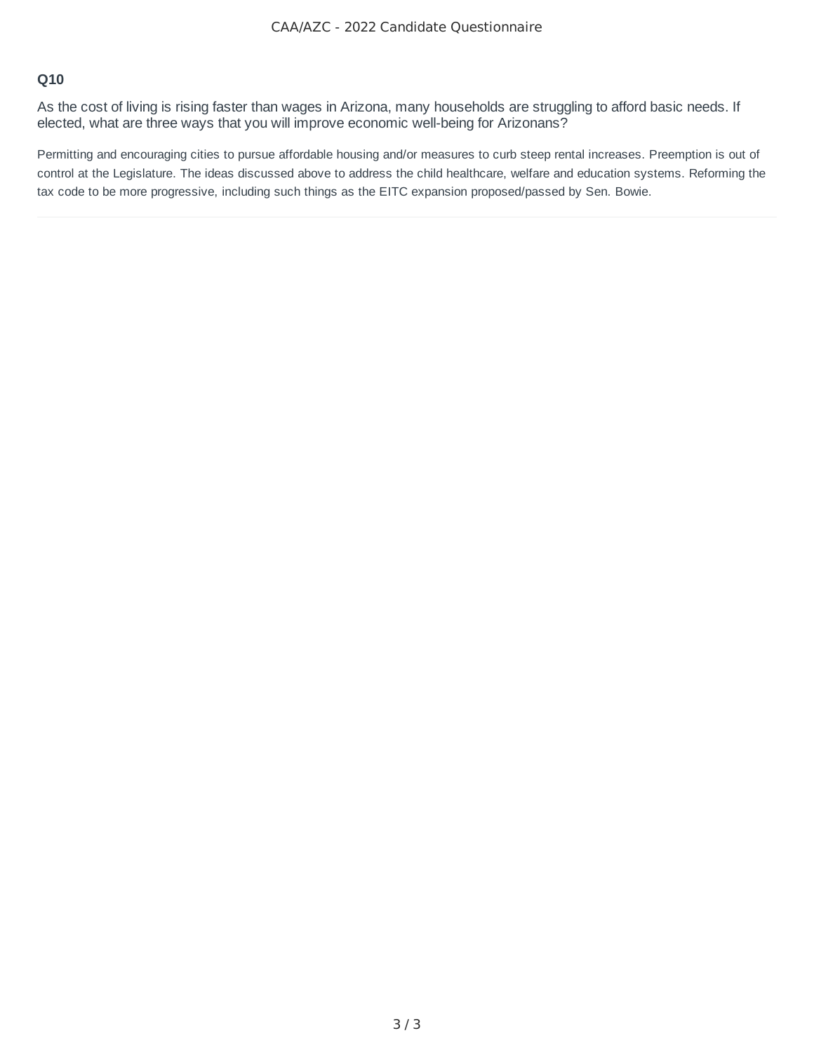### Q10

As the cost of living is rising faster than wages in Arizona, many households are struggling to afford basic needs. If elected, what are three ways that you will improve economic well-being for Arizonans?

Permitting and encouraging cities to pursue affordable housing and/or measures to curb steep rental increases. Preemption is out of control at the Legislature. The ideas discussed above to address the child healthcare, welfare and education systems. Reforming the tax code to be more progressive, including such things as the EITC expansion proposed/passed by Sen. Bowie.